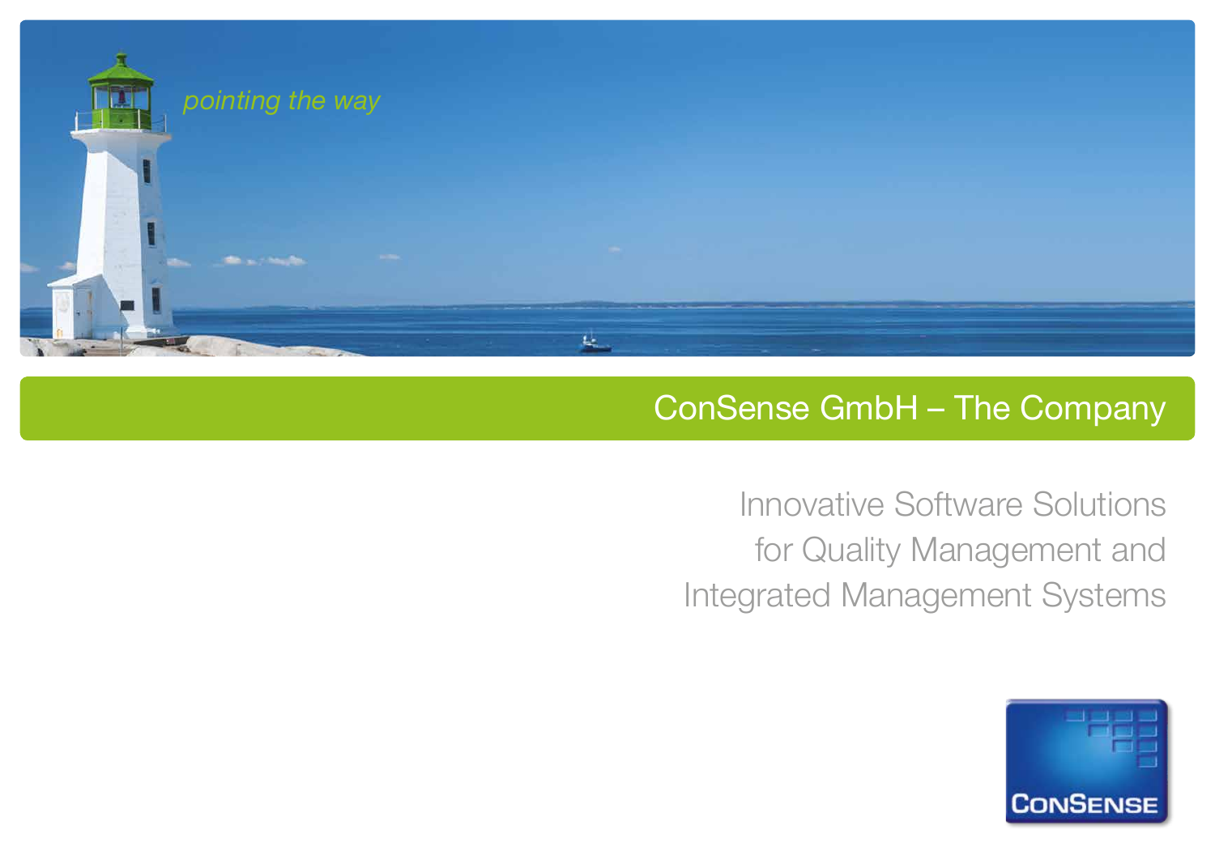*pointing the way*

# ConSense GmbH – The Company

Innovative Software Solutions
for Quality Management and
Integrated Management Systems

CONSENSE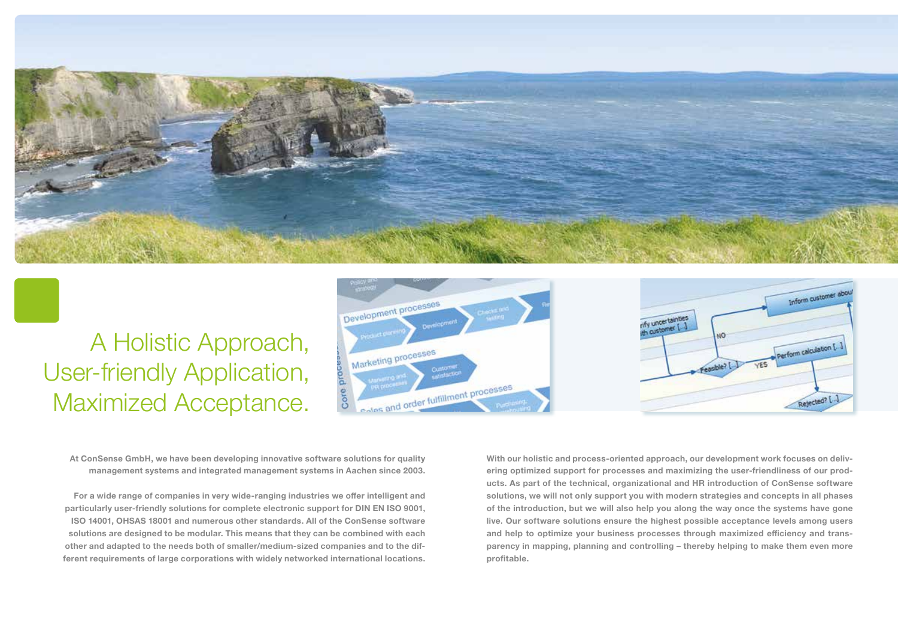# A Holistic Approach, User-friendly Application, Maximized Acceptance.

**At ConSense GmbH, we have been developing innovative software solutions for quality management systems and integrated management systems in Aachen since 2003.**

**For a wide range of companies in very wide-ranging industries we offer intelligent and particularly user-friendly solutions for complete electronic support for DIN EN ISO 9001, ISO 14001, OHSAS 18001 and numerous other standards. All of the ConSense software solutions are designed to be modular. This means that they can be combined with each other and adapted to the needs both of smaller/medium-sized companies and to the different requirements of large corporations with widely networked international locations.**

**With our holistic and process-oriented approach, our development work focuses on delivering optimized support for processes and maximizing the user-friendliness of our products. As part of the technical, organizational and HR introduction of ConSense software solutions, we will not only support you with modern strategies and concepts in all phases of the introduction, but we will also help you along the way once the systems have gone live. Our software solutions ensure the highest possible acceptance levels among users and help to optimize your business processes through maximized efficiency and transparency in mapping, planning and controlling – thereby helping to make them even more profitable.**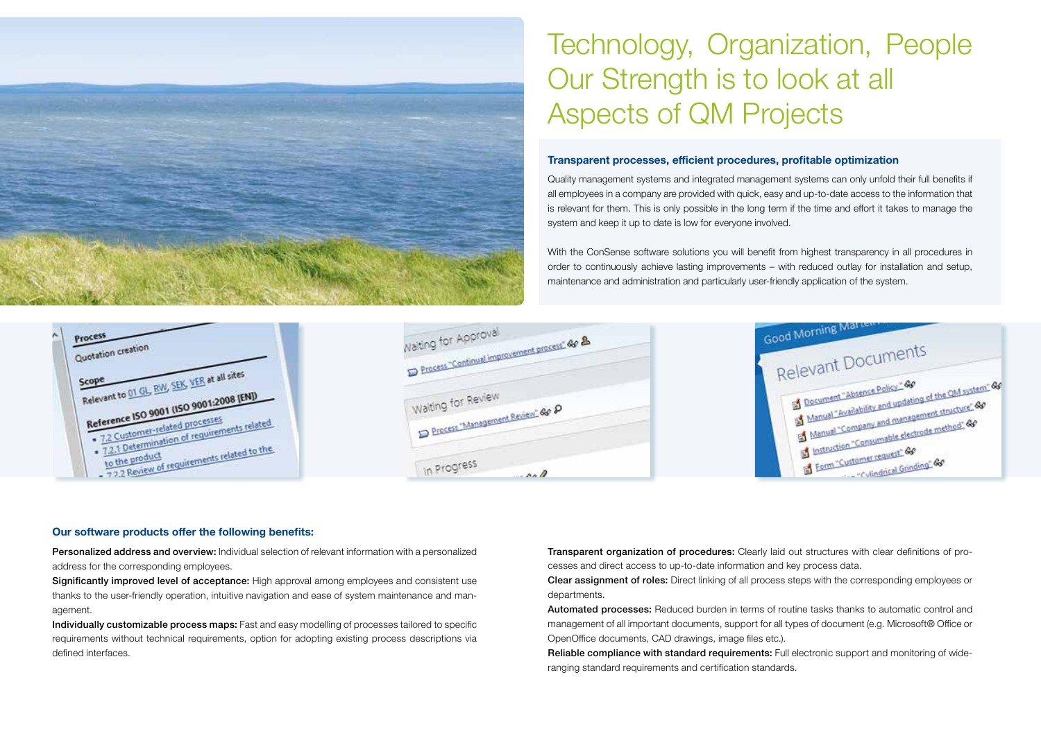# Technology, Organization, People Our Strength is to look at all Aspects of QM Projects

**Transparent processes, efficient procedures, profitable optimization**

Quality management systems and integrated management systems can only unfold their full benefits if all employees in a company are provided with quick, easy and up-to-date access to the information that is relevant for them. This is only possible in the long term if the time and effort it takes to manage the system and keep it up to date is low for everyone involved.

With the ConSense software solutions you will benefit from highest transparency in all procedures in order to continuously achieve lasting improvements – with reduced outlay for installation and setup, maintenance and administration and particularly user-friendly application of the system.

**Our software products offer the following benefits:**

**Personalized address and overview:** Individual selection of relevant information with a personalized address for the corresponding employees.

**Significantly improved level of acceptance:** High approval among employees and consistent use thanks to the user-friendly operation, intuitive navigation and ease of system maintenance and management.

**Individually customizable process maps:** Fast and easy modelling of processes tailored to specific requirements without technical requirements, option for adopting existing process descriptions via defined interfaces.

**Transparent organization of procedures:** Clearly laid out structures with clear definitions of processes and direct access to up-to-date information and key process data.

**Clear assignment of roles:** Direct linking of all process steps with the corresponding employees or departments.

**Automated processes:** Reduced burden in terms of routine tasks thanks to automatic control and management of all important documents, support for all types of document (e.g. Microsoft® Office or OpenOffice documents, CAD drawings, image files etc.).

**Reliable compliance with standard requirements:** Full electronic support and monitoring of wide-ranging standard requirements and certification standards.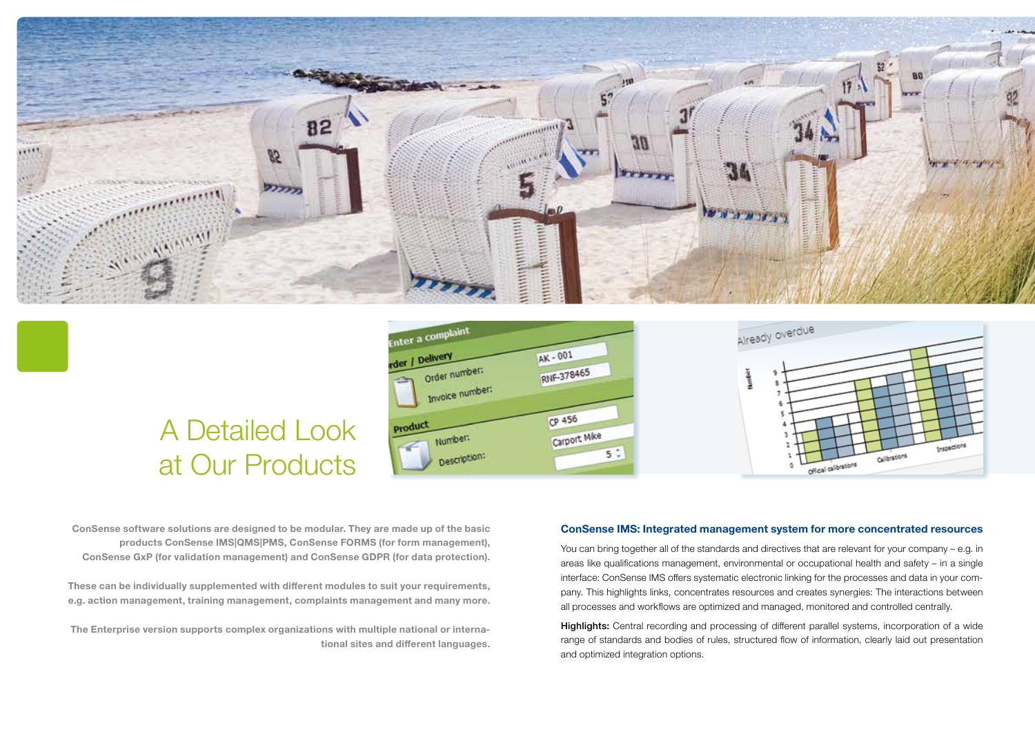# A Detailed Look at Our Products

**ConSense software solutions are designed to be modular. They are made up of the basic products ConSense IMS|QMS|PMS, ConSense FORMS (for form management), ConSense GxP (for validation management) and ConSense GDPR (for data protection).**

**These can be individually supplemented with different modules to suit your requirements, e.g. action management, training management, complaints management and many more.**

**The Enterprise version supports complex organizations with multiple national or international sites and different languages.**

### ConSense IMS: Integrated management system for more concentrated resources

You can bring together all of the standards and directives that are relevant for your company – e.g. in areas like qualifications management, environmental or occupational health and safety – in a single interface: ConSense IMS offers systematic electronic linking for the processes and data in your company. This highlights links, concentrates resources and creates synergies: The interactions between all processes and workflows are optimized and managed, monitored and controlled centrally.

**Highlights:** Central recording and processing of different parallel systems, incorporation of a wide range of standards and bodies of rules, structured flow of information, clearly laid out presentation and optimized integration options.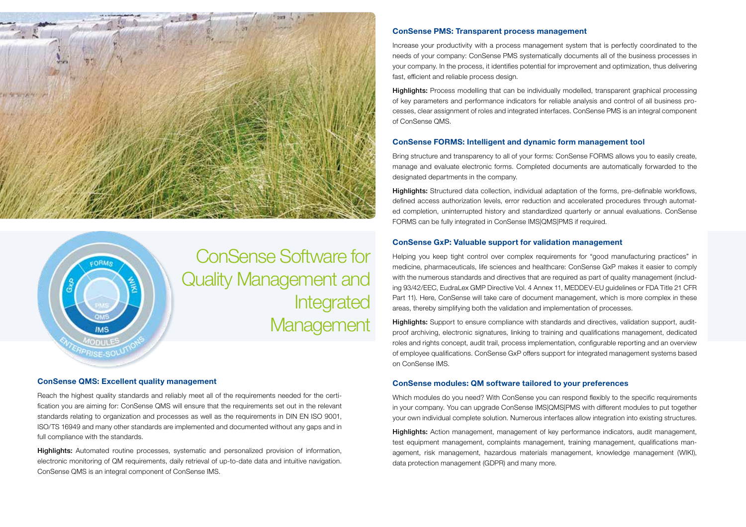# ConSense Software for Quality Management and Integrated Management

### ConSense QMS: Excellent quality management

Reach the highest quality standards and reliably meet all of the requirements needed for the certification you are aiming for: ConSense QMS will ensure that the requirements set out in the relevant standards relating to organization and processes as well as the requirements in DIN EN ISO 9001, ISO/TS 16949 and many other standards are implemented and documented without any gaps and in full compliance with the standards.

**Highlights:** Automated routine processes, systematic and personalized provision of information, electronic monitoring of QM requirements, daily retrieval of up-to-date data and intuitive navigation. ConSense QMS is an integral component of ConSense IMS.

### ConSense PMS: Transparent process management

Increase your productivity with a process management system that is perfectly coordinated to the needs of your company: ConSense PMS systematically documents all of the business processes in your company. In the process, it identifies potential for improvement and optimization, thus delivering fast, efficient and reliable process design.

**Highlights:** Process modelling that can be individually modelled, transparent graphical processing of key parameters and performance indicators for reliable analysis and control of all business processes, clear assignment of roles and integrated interfaces. ConSense PMS is an integral component of ConSense QMS.

### ConSense FORMS: Intelligent and dynamic form management tool

Bring structure and transparency to all of your forms: ConSense FORMS allows you to easily create, manage and evaluate electronic forms. Completed documents are automatically forwarded to the designated departments in the company.

**Highlights:** Structured data collection, individual adaptation of the forms, pre-definable workflows, defined access authorization levels, error reduction and accelerated procedures through automated completion, uninterrupted history and standardized quarterly or annual evaluations. ConSense FORMS can be fully integrated in ConSense IMS|QMS|PMS if required.

### ConSense GxP: Valuable support for validation management

Helping you keep tight control over complex requirements for "good manufacturing practices" in medicine, pharmaceuticals, life sciences and healthcare: ConSense GxP makes it easier to comply with the numerous standards and directives that are required as part of quality management (including 93/42/EEC, EudraLex GMP Directive Vol. 4 Annex 11, MEDDEV-EU guidelines or FDA Title 21 CFR Part 11). Here, ConSense will take care of document management, which is more complex in these areas, thereby simplifying both the validation and implementation of processes.

**Highlights:** Support to ensure compliance with standards and directives, validation support, audit-proof archiving, electronic signatures, linking to training and qualifications management, dedicated roles and rights concept, audit trail, process implementation, configurable reporting and an overview of employee qualifications. ConSense GxP offers support for integrated management systems based on ConSense IMS.

### ConSense modules: QM software tailored to your preferences

Which modules do you need? With ConSense you can respond flexibly to the specific requirements in your company. You can upgrade ConSense IMS|QMS|PMS with different modules to put together your own individual complete solution. Numerous interfaces allow integration into existing structures.

**Highlights:** Action management, management of key performance indicators, audit management, test equipment management, complaints management, training management, qualifications management, risk management, hazardous materials management, knowledge management (WIKI), data protection management (GDPR) and many more.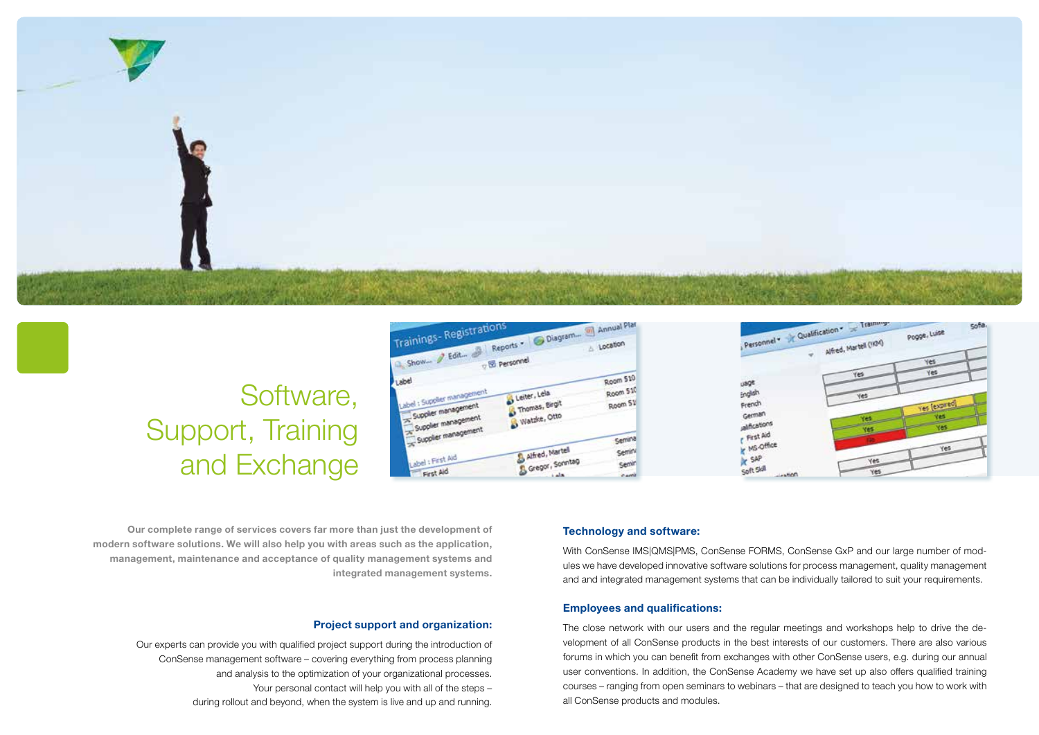# Software, Support, Training and Exchange

**Our complete range of services covers far more than just the development of modern software solutions. We will also help you with areas such as the application, management, maintenance and acceptance of quality management systems and integrated management systems.**

### Project support and organization:

Our experts can provide you with qualified project support during the introduction of ConSense management software – covering everything from process planning and analysis to the optimization of your organizational processes. Your personal contact will help you with all of the steps – during rollout and beyond, when the system is live and up and running.

### Technology and software:

With ConSense IMS|QMS|PMS, ConSense FORMS, ConSense GxP and our large number of modules we have developed innovative software solutions for process management, quality management and and integrated management systems that can be individually tailored to suit your requirements.

### Employees and qualifications:

The close network with our users and the regular meetings and workshops help to drive the development of all ConSense products in the best interests of our customers. There are also various forums in which you can benefit from exchanges with other ConSense users, e.g. during our annual user conventions. In addition, the ConSense Academy we have set up also offers qualified training courses – ranging from open seminars to webinars – that are designed to teach you how to work with all ConSense products and modules.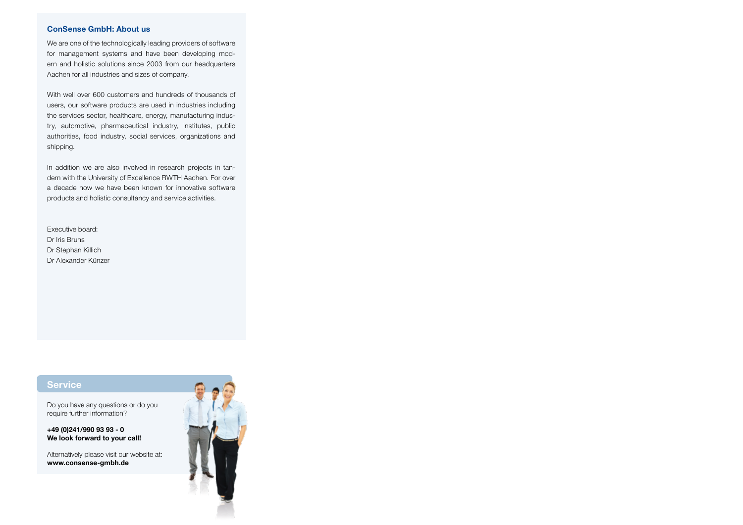## ConSense GmbH: About us

We are one of the technologically leading providers of software for management systems and have been developing modern and holistic solutions since 2003 from our headquarters Aachen for all industries and sizes of company.

With well over 600 customers and hundreds of thousands of users, our software products are used in industries including the services sector, healthcare, energy, manufacturing industry, automotive, pharmaceutical industry, institutes, public authorities, food industry, social services, organizations and shipping.

In addition we are also involved in research projects in tandem with the University of Excellence RWTH Aachen. For over a decade now we have been known for innovative software products and holistic consultancy and service activities.

Executive board:
Dr Iris Bruns
Dr Stephan Killich
Dr Alexander Künzer

## Service

Do you have any questions or do you require further information?

**+49 (0)241/990 93 93 - 0**
**We look forward to your call!**

Alternatively please visit our website at:
**www.consense-gmbh.de**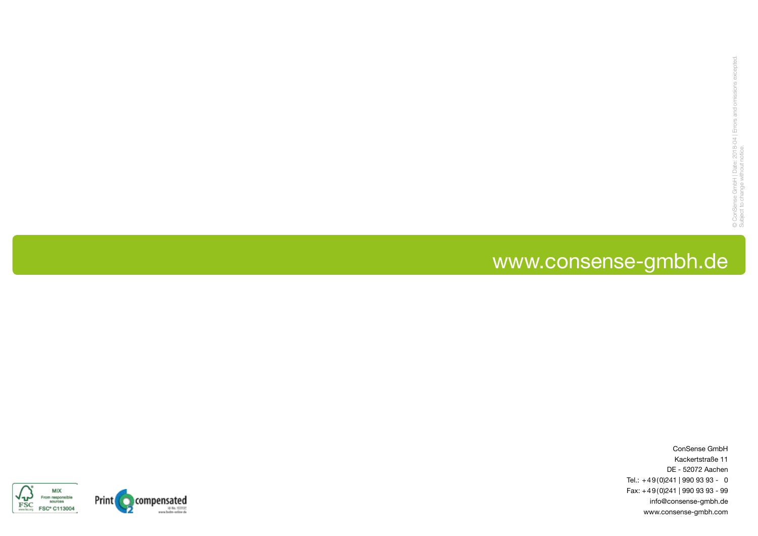© ConSense GmbH | Date: 2018-04 | Errors and omissions excepted.
Subject to change without notice.

www.consense-gmbh.de

MIX
From responsible sources
FSC® C113004

Print CO2 compensated

ConSense GmbH
Kackertstraße 11
DE - 52072 Aachen
Tel.: +49(0)241 | 990 93 93 - 0
Fax: +49(0)241 | 990 93 93 - 99
info@consense-gmbh.de
www.consense-gmbh.com